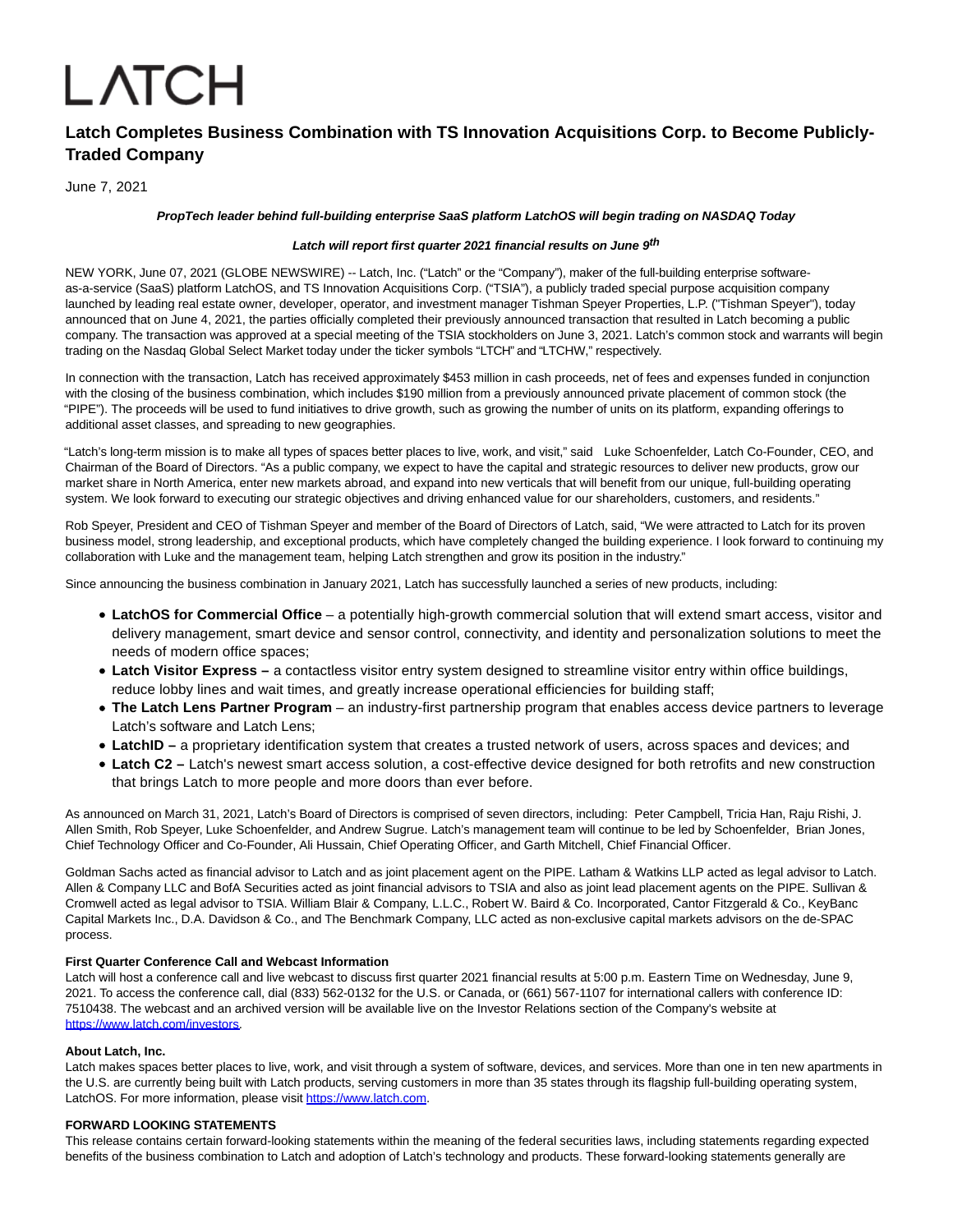# LATCH

## Latch Completes Business Combination with TS Innovation Acquisitions Corp. to Become Publicly-Traded Company

June 7, 2021

***PropTech leader behind full-building enterprise SaaS platform LatchOS will begin trading on NASDAQ Today***

***Latch will report first quarter 2021 financial results on June 9th***

NEW YORK, June 07, 2021 (GLOBE NEWSWIRE) -- Latch, Inc. ("Latch" or the "Company"), maker of the full-building enterprise software-as-a-service (SaaS) platform LatchOS, and TS Innovation Acquisitions Corp. ("TSIA"), a publicly traded special purpose acquisition company launched by leading real estate owner, developer, operator, and investment manager Tishman Speyer Properties, L.P. ("Tishman Speyer"), today announced that on June 4, 2021, the parties officially completed their previously announced transaction that resulted in Latch becoming a public company. The transaction was approved at a special meeting of the TSIA stockholders on June 3, 2021. Latch's common stock and warrants will begin trading on the Nasdaq Global Select Market today under the ticker symbols "LTCH" and "LTCHW," respectively.

In connection with the transaction, Latch has received approximately $453 million in cash proceeds, net of fees and expenses funded in conjunction with the closing of the business combination, which includes $190 million from a previously announced private placement of common stock (the "PIPE"). The proceeds will be used to fund initiatives to drive growth, such as growing the number of units on its platform, expanding offerings to additional asset classes, and spreading to new geographies.

"Latch's long-term mission is to make all types of spaces better places to live, work, and visit," said Luke Schoenfelder, Latch Co-Founder, CEO, and Chairman of the Board of Directors. "As a public company, we expect to have the capital and strategic resources to deliver new products, grow our market share in North America, enter new markets abroad, and expand into new verticals that will benefit from our unique, full-building operating system. We look forward to executing our strategic objectives and driving enhanced value for our shareholders, customers, and residents."

Rob Speyer, President and CEO of Tishman Speyer and member of the Board of Directors of Latch, said, "We were attracted to Latch for its proven business model, strong leadership, and exceptional products, which have completely changed the building experience. I look forward to continuing my collaboration with Luke and the management team, helping Latch strengthen and grow its position in the industry."

Since announcing the business combination in January 2021, Latch has successfully launched a series of new products, including:

- **LatchOS for Commercial Office** – a potentially high-growth commercial solution that will extend smart access, visitor and delivery management, smart device and sensor control, connectivity, and identity and personalization solutions to meet the needs of modern office spaces;
- **Latch Visitor Express –** a contactless visitor entry system designed to streamline visitor entry within office buildings, reduce lobby lines and wait times, and greatly increase operational efficiencies for building staff;
- **The Latch Lens Partner Program** – an industry-first partnership program that enables access device partners to leverage Latch's software and Latch Lens;
- **LatchID –** a proprietary identification system that creates a trusted network of users, across spaces and devices; and
- **Latch C2 –** Latch's newest smart access solution, a cost-effective device designed for both retrofits and new construction that brings Latch to more people and more doors than ever before.

As announced on March 31, 2021, Latch's Board of Directors is comprised of seven directors, including: Peter Campbell, Tricia Han, Raju Rishi, J. Allen Smith, Rob Speyer, Luke Schoenfelder, and Andrew Sugrue. Latch's management team will continue to be led by Schoenfelder, Brian Jones, Chief Technology Officer and Co-Founder, Ali Hussain, Chief Operating Officer, and Garth Mitchell, Chief Financial Officer.

Goldman Sachs acted as financial advisor to Latch and as joint placement agent on the PIPE. Latham & Watkins LLP acted as legal advisor to Latch. Allen & Company LLC and BofA Securities acted as joint financial advisors to TSIA and also as joint lead placement agents on the PIPE. Sullivan & Cromwell acted as legal advisor to TSIA. William Blair & Company, L.L.C., Robert W. Baird & Co. Incorporated, Cantor Fitzgerald & Co., KeyBanc Capital Markets Inc., D.A. Davidson & Co., and The Benchmark Company, LLC acted as non-exclusive capital markets advisors on the de-SPAC process.

**First Quarter Conference Call and Webcast Information**

Latch will host a conference call and live webcast to discuss first quarter 2021 financial results at 5:00 p.m. Eastern Time on Wednesday, June 9, 2021. To access the conference call, dial (833) 562-0132 for the U.S. or Canada, or (661) 567-1107 for international callers with conference ID: 7510438. The webcast and an archived version will be available live on the Investor Relations section of the Company's website at https://www.latch.com/investors.

**About Latch, Inc.**

Latch makes spaces better places to live, work, and visit through a system of software, devices, and services. More than one in ten new apartments in the U.S. are currently being built with Latch products, serving customers in more than 35 states through its flagship full-building operating system, LatchOS. For more information, please visit https://www.latch.com.

**FORWARD LOOKING STATEMENTS**

This release contains certain forward-looking statements within the meaning of the federal securities laws, including statements regarding expected benefits of the business combination to Latch and adoption of Latch's technology and products. These forward-looking statements generally are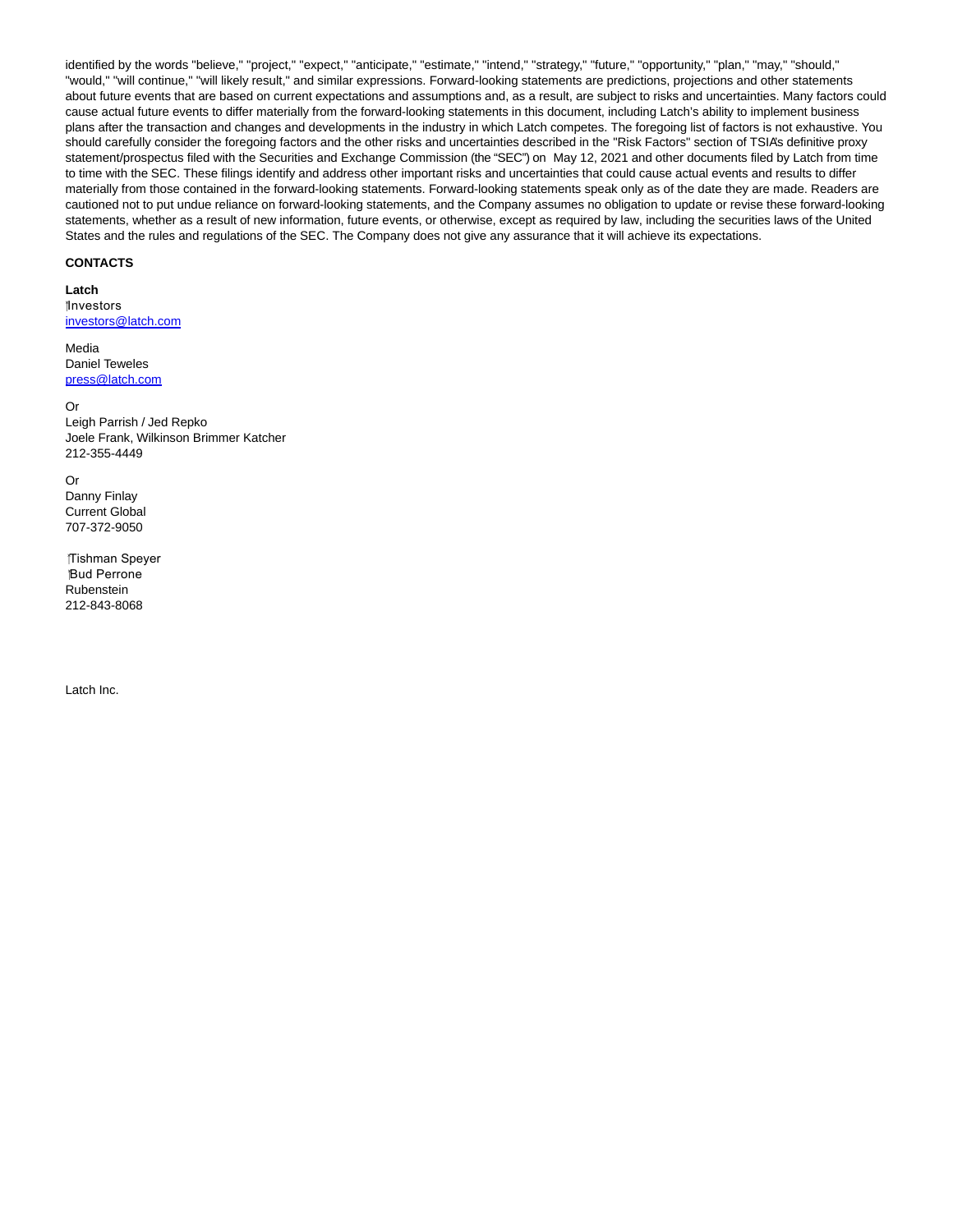identified by the words "believe," "project," "expect," "anticipate," "estimate," "intend," "strategy," "future," "opportunity," "plan," "may," "should," "would," "will continue," "will likely result," and similar expressions. Forward-looking statements are predictions, projections and other statements about future events that are based on current expectations and assumptions and, as a result, are subject to risks and uncertainties. Many factors could cause actual future events to differ materially from the forward-looking statements in this document, including Latch's ability to implement business plans after the transaction and changes and developments in the industry in which Latch competes. The foregoing list of factors is not exhaustive. You should carefully consider the foregoing factors and the other risks and uncertainties described in the "Risk Factors" section of TSIA's definitive proxy statement/prospectus filed with the Securities and Exchange Commission (the "SEC") on May 12, 2021 and other documents filed by Latch from time to time with the SEC. These filings identify and address other important risks and uncertainties that could cause actual events and results to differ materially from those contained in the forward-looking statements. Forward-looking statements speak only as of the date they are made. Readers are cautioned not to put undue reliance on forward-looking statements, and the Company assumes no obligation to update or revise these forward-looking statements, whether as a result of new information, future events, or otherwise, except as required by law, including the securities laws of the United States and the rules and regulations of the SEC. The Company does not give any assurance that it will achieve its expectations.

**CONTACTS**

**Latch**
Investors
investors@latch.com

Media
Daniel Teweles
press@latch.com

Or
Leigh Parrish / Jed Repko
Joele Frank, Wilkinson Brimmer Katcher
212-355-4449

Or
Danny Finlay
Current Global
707-372-9050

Tishman Speyer
Bud Perrone
Rubenstein
212-843-8068

Latch Inc.